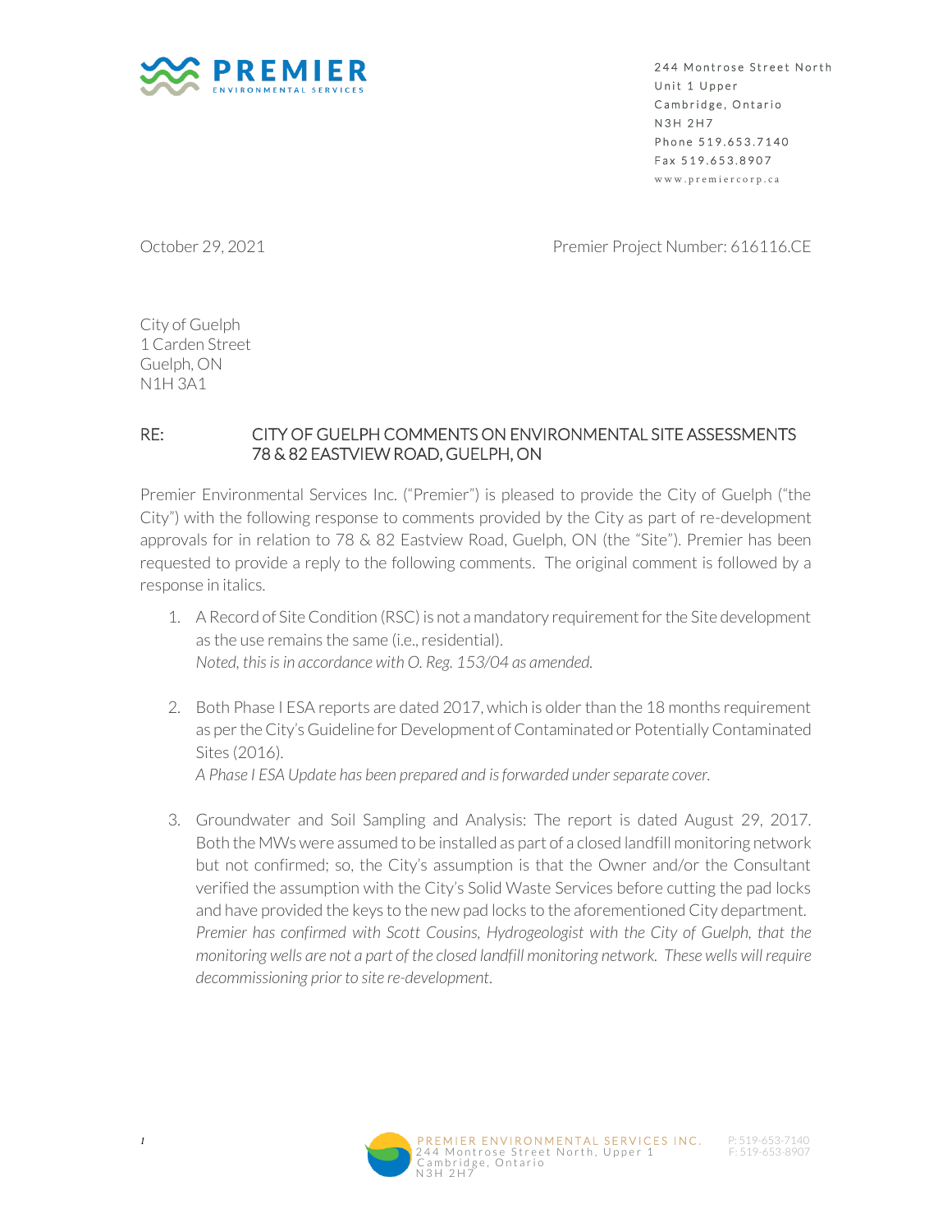**PREMIER**
ENVIRONMENTAL SERVICES

244 Montrose Street North
Unit 1 Upper
Cambridge, Ontario
N3H 2H7
Phone 519.653.7140
Fax 519.653.8907
www.premiercorp.ca

October 29, 2021

Premier Project Number: 616116.CE

City of Guelph
1 Carden Street
Guelph, ON
N1H 3A1

RE: CITY OF GUELPH COMMENTS ON ENVIRONMENTAL SITE ASSESSMENTS 78 & 82 EASTVIEW ROAD, GUELPH, ON

Premier Environmental Services Inc. ("Premier") is pleased to provide the City of Guelph ("the City") with the following response to comments provided by the City as part of re-development approvals for in relation to 78 & 82 Eastview Road, Guelph, ON (the "Site"). Premier has been requested to provide a reply to the following comments. The original comment is followed by a response in italics.

1. A Record of Site Condition (RSC) is not a mandatory requirement for the Site development as the use remains the same (i.e., residential).
   *Noted, this is in accordance with O. Reg. 153/04 as amended.*

2. Both Phase I ESA reports are dated 2017, which is older than the 18 months requirement as per the City's Guideline for Development of Contaminated or Potentially Contaminated Sites (2016).
   *A Phase I ESA Update has been prepared and is forwarded under separate cover.*

3. Groundwater and Soil Sampling and Analysis: The report is dated August 29, 2017. Both the MWs were assumed to be installed as part of a closed landfill monitoring network but not confirmed; so, the City's assumption is that the Owner and/or the Consultant verified the assumption with the City's Solid Waste Services before cutting the pad locks and have provided the keys to the new pad locks to the aforementioned City department.
   *Premier has confirmed with Scott Cousins, Hydrogeologist with the City of Guelph, that the monitoring wells are not a part of the closed landfill monitoring network. These wells will require decommissioning prior to site re-development.*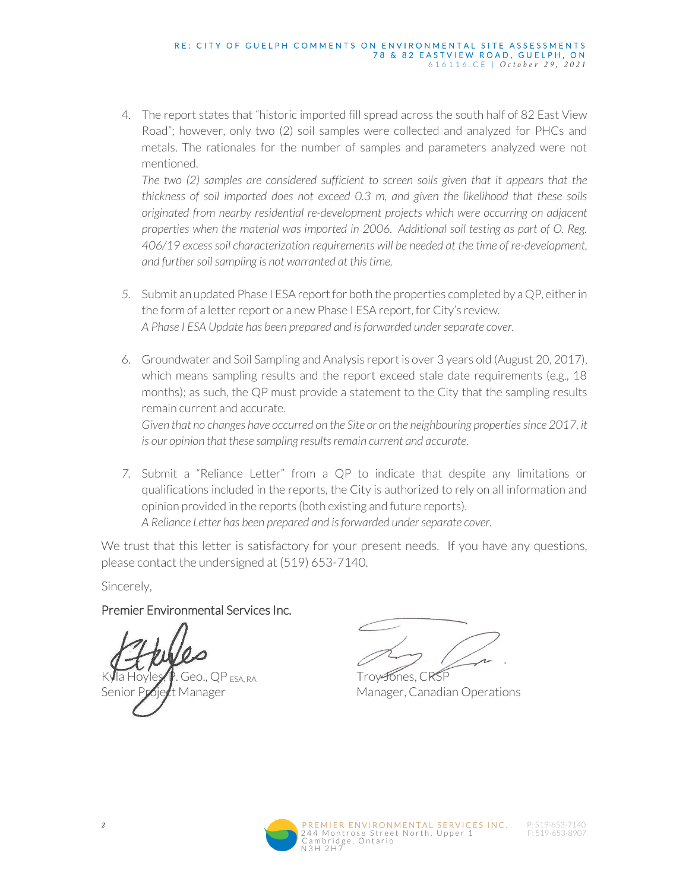4. The report states that "historic imported fill spread across the south half of 82 East View Road"; however, only two (2) soil samples were collected and analyzed for PHCs and metals. The rationales for the number of samples and parameters analyzed were not mentioned.
   *The two (2) samples are considered sufficient to screen soils given that it appears that the thickness of soil imported does not exceed 0.3 m, and given the likelihood that these soils originated from nearby residential re-development projects which were occurring on adjacent properties when the material was imported in 2006. Additional soil testing as part of O. Reg. 406/19 excess soil characterization requirements will be needed at the time of re-development, and further soil sampling is not warranted at this time.*

5. Submit an updated Phase I ESA report for both the properties completed by a QP, either in the form of a letter report or a new Phase I ESA report, for City's review.
   *A Phase I ESA Update has been prepared and is forwarded under separate cover.*

6. Groundwater and Soil Sampling and Analysis report is over 3 years old (August 20, 2017), which means sampling results and the report exceed stale date requirements (e.g., 18 months); as such, the QP must provide a statement to the City that the sampling results remain current and accurate.
   *Given that no changes have occurred on the Site or on the neighbouring properties since 2017, it is our opinion that these sampling results remain current and accurate.*

7. Submit a "Reliance Letter" from a QP to indicate that despite any limitations or qualifications included in the reports, the City is authorized to rely on all information and opinion provided in the reports (both existing and future reports).
   *A Reliance Letter has been prepared and is forwarded under separate cover.*

We trust that this letter is satisfactory for your present needs. If you have any questions, please contact the undersigned at (519) 653-7140.

Sincerely,

Premier Environmental Services Inc.

Kyla Hoyles, P. Geo., QP ESA, RA
Senior Project Manager

Troy Jones, CRSP
Manager, Canadian Operations

PREMIER ENVIRONMENTAL SERVICES INC.
244 Montrose Street North, Upper 1
Cambridge, Ontario
N3H 2H7

P: 519-653-7140
F: 519-653-8907